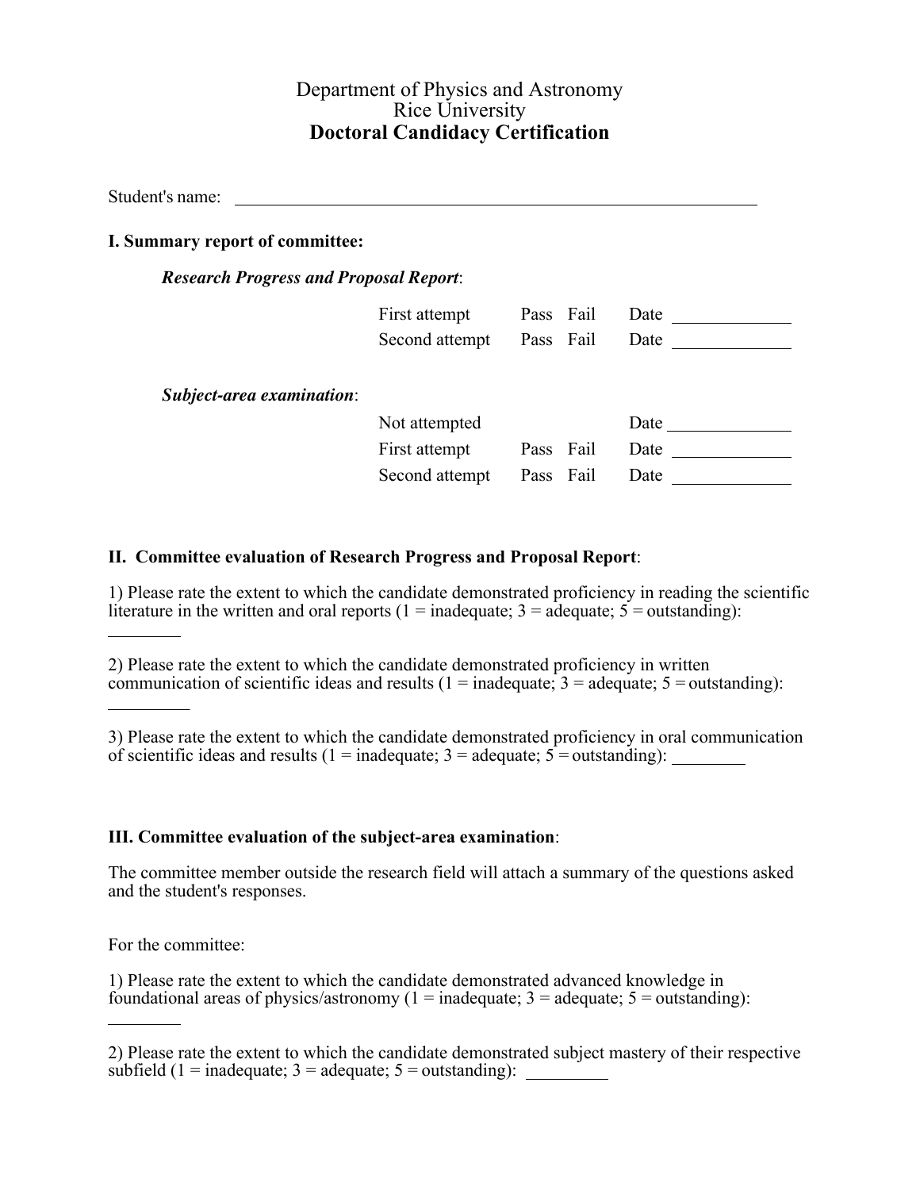# Department of Physics and Astronomy
# Rice University
# **Doctoral Candidacy Certification**

Student's name: ______________________________________________

## I. Summary report of committee:

***Research Progress and Proposal Report***:

| | | | |
|---|---|---|---|
| First attempt | Pass | Fail | Date ____________ |
| Second attempt | Pass | Fail | Date ____________ |

***Subject-area examination***:

| | | | |
|---|---|---|---|
| Not attempted | | | Date ____________ |
| First attempt | Pass | Fail | Date ____________ |
| Second attempt | Pass | Fail | Date ____________ |

## II. Committee evaluation of Research Progress and Proposal Report:

1) Please rate the extent to which the candidate demonstrated proficiency in reading the scientific literature in the written and oral reports (1 = inadequate; 3 = adequate; 5 = outstanding): ________

2) Please rate the extent to which the candidate demonstrated proficiency in written communication of scientific ideas and results (1 = inadequate; 3 = adequate; 5 = outstanding): ________

3) Please rate the extent to which the candidate demonstrated proficiency in oral communication of scientific ideas and results (1 = inadequate; 3 = adequate; 5 = outstanding): ________

## III. Committee evaluation of the subject-area examination:

The committee member outside the research field will attach a summary of the questions asked and the student's responses.

For the committee:

1) Please rate the extent to which the candidate demonstrated advanced knowledge in foundational areas of physics/astronomy (1 = inadequate; 3 = adequate; 5 = outstanding): ________

2) Please rate the extent to which the candidate demonstrated subject mastery of their respective subfield (1 = inadequate; 3 = adequate; 5 = outstanding): ________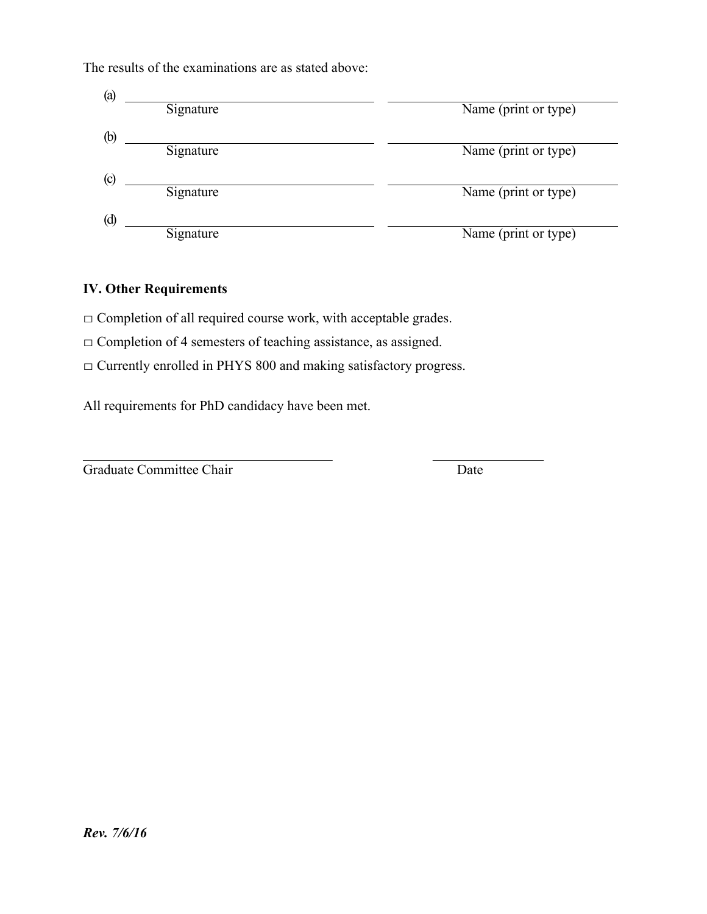The results of the examinations are as stated above:

(a) \_\_\_\_\_\_\_\_\_\_\_\_\_\_\_\_\_\_\_\_\_\_\_\_\_\_\_\_\_\_\_\_\_\_\_\_ \_\_\_\_\_\_\_\_\_\_\_\_\_\_\_\_\_\_\_\_\_\_\_\_\_\_\_\_\_\_\_\_\_\_\_\_
Signature Name (print or type)

(b) \_\_\_\_\_\_\_\_\_\_\_\_\_\_\_\_\_\_\_\_\_\_\_\_\_\_\_\_\_\_\_\_\_\_\_\_ \_\_\_\_\_\_\_\_\_\_\_\_\_\_\_\_\_\_\_\_\_\_\_\_\_\_\_\_\_\_\_\_\_\_\_\_
Signature Name (print or type)

(c) \_\_\_\_\_\_\_\_\_\_\_\_\_\_\_\_\_\_\_\_\_\_\_\_\_\_\_\_\_\_\_\_\_\_\_\_ \_\_\_\_\_\_\_\_\_\_\_\_\_\_\_\_\_\_\_\_\_\_\_\_\_\_\_\_\_\_\_\_\_\_\_\_
Signature Name (print or type)

(d) \_\_\_\_\_\_\_\_\_\_\_\_\_\_\_\_\_\_\_\_\_\_\_\_\_\_\_\_\_\_\_\_\_\_\_\_ \_\_\_\_\_\_\_\_\_\_\_\_\_\_\_\_\_\_\_\_\_\_\_\_\_\_\_\_\_\_\_\_\_\_\_\_
Signature Name (print or type)

**IV. Other Requirements**

□ Completion of all required course work, with acceptable grades.

□ Completion of 4 semesters of teaching assistance, as assigned.

□ Currently enrolled in PHYS 800 and making satisfactory progress.

All requirements for PhD candidacy have been met.

\_\_\_\_\_\_\_\_\_\_\_\_\_\_\_\_\_\_\_\_\_\_\_\_\_\_\_\_\_\_\_\_\_\_\_\_ \_\_\_\_\_\_\_\_\_\_\_\_\_\_\_\_
Graduate Committee Chair Date

***Rev. 7/6/16***